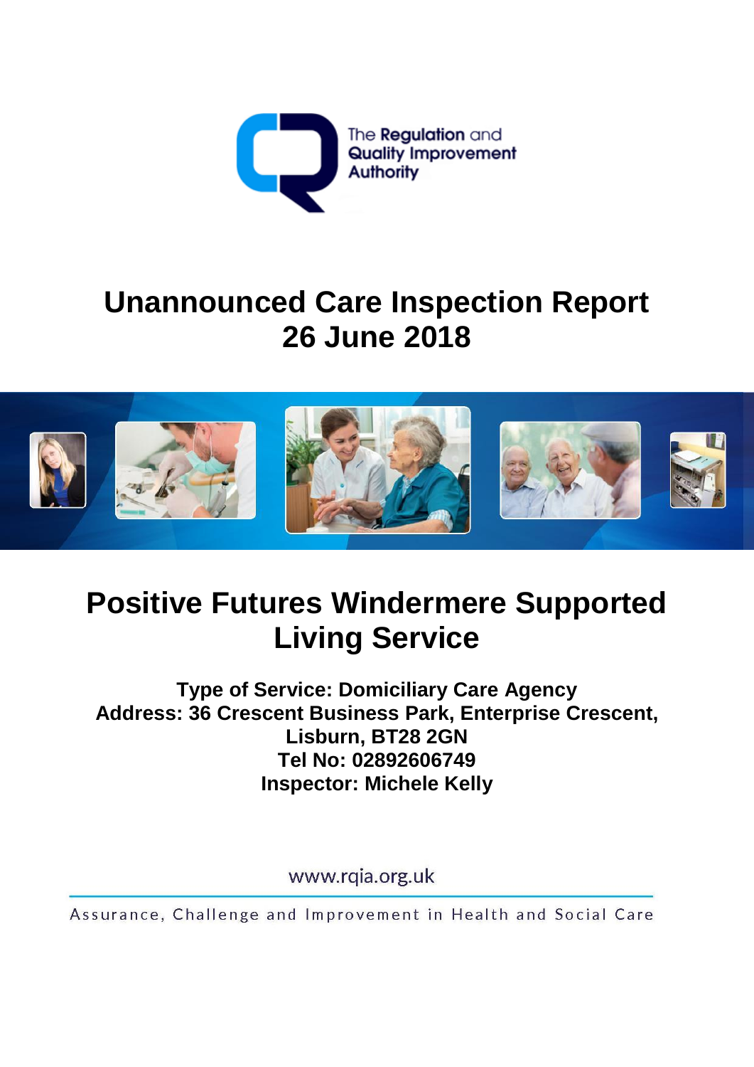The Regulation and Quality Improvement Authority

# Unannounced Care Inspection Report
# 26 June 2018

# Positive Futures Windermere Supported Living Service

**Type of Service: Domiciliary Care Agency**
**Address: 36 Crescent Business Park, Enterprise Crescent, Lisburn, BT28 2GN**
**Tel No: 02892606749**
**Inspector: Michele Kelly**

www.rqia.org.uk

Assurance, Challenge and Improvement in Health and Social Care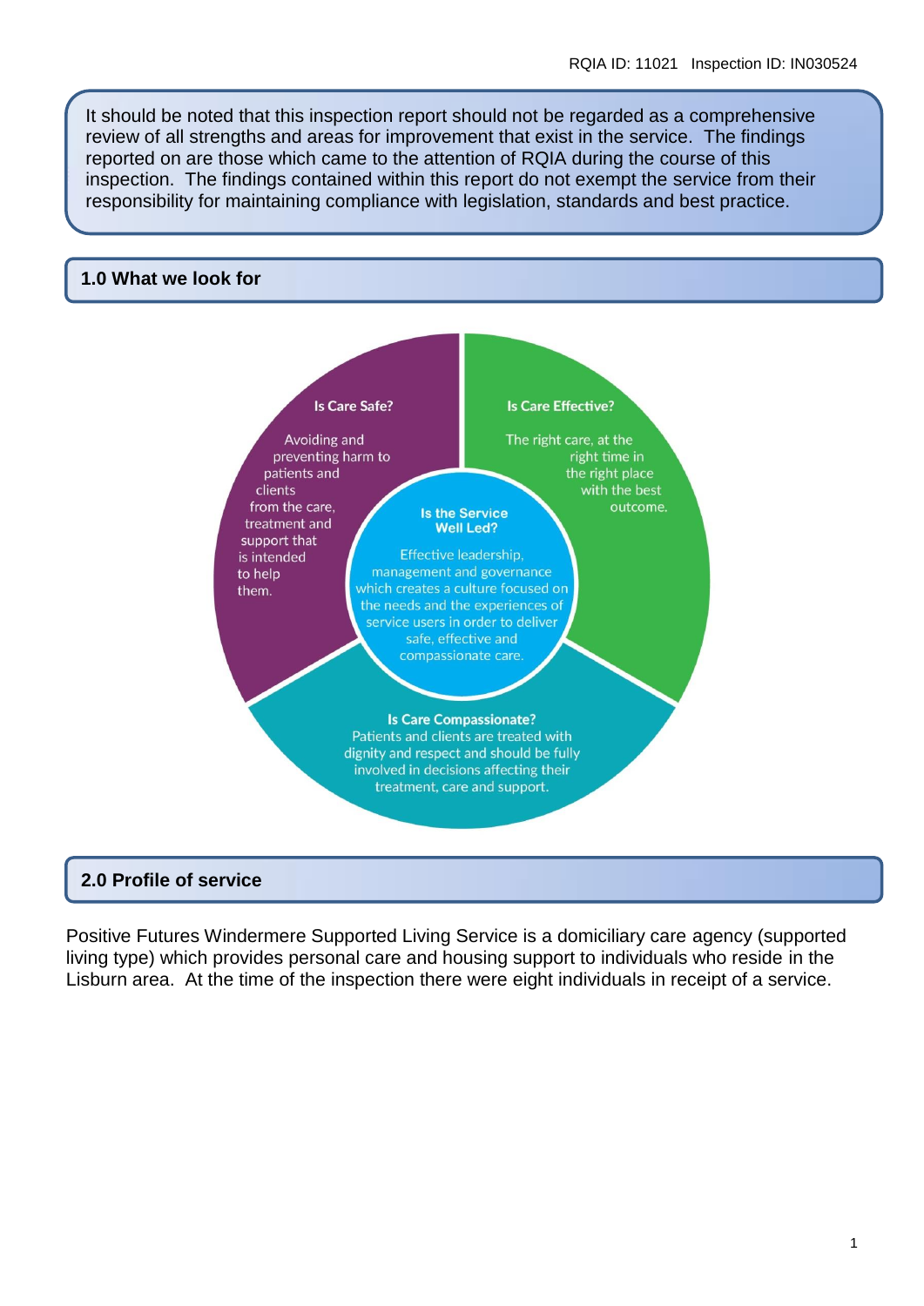It should be noted that this inspection report should not be regarded as a comprehensive review of all strengths and areas for improvement that exist in the service. The findings reported on are those which came to the attention of RQIA during the course of this inspection. The findings contained within this report do not exempt the service from their responsibility for maintaining compliance with legislation, standards and best practice.

## 1.0 What we look for

**Is Care Safe?**

Avoiding and preventing harm to patients and clients from the care, treatment and support that is intended to help them.

**Is Care Effective?**

The right care, at the right time in the right place with the best outcome.

**Is the Service Well Led?**

Effective leadership, management and governance which creates a culture focused on the needs and the experiences of service users in order to deliver safe, effective and compassionate care.

**Is Care Compassionate?**

Patients and clients are treated with dignity and respect and should be fully involved in decisions affecting their treatment, care and support.

## 2.0 Profile of service

Positive Futures Windermere Supported Living Service is a domiciliary care agency (supported living type) which provides personal care and housing support to individuals who reside in the Lisburn area. At the time of the inspection there were eight individuals in receipt of a service.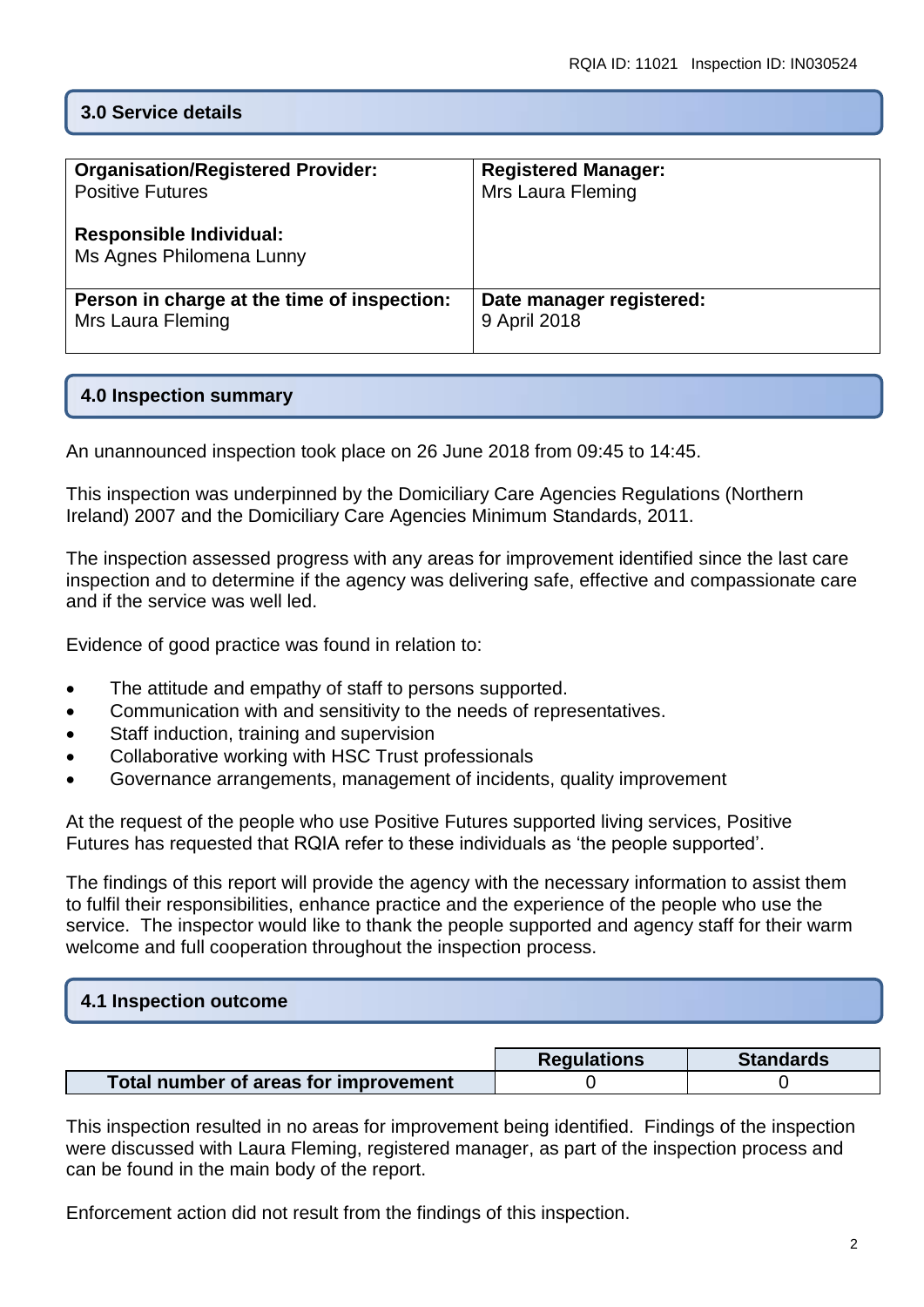## 3.0 Service details

| Organisation/Registered Provider:<br>Positive Futures<br><br>Responsible Individual:<br>Ms Agnes Philomena Lunny | Registered Manager:<br>Mrs Laura Fleming |
|---|---|
| **Person in charge at the time of inspection:**<br>Mrs Laura Fleming | **Date manager registered:**<br>9 April 2018 |

## 4.0 Inspection summary

An unannounced inspection took place on 26 June 2018 from 09:45 to 14:45.

This inspection was underpinned by the Domiciliary Care Agencies Regulations (Northern Ireland) 2007 and the Domiciliary Care Agencies Minimum Standards, 2011.

The inspection assessed progress with any areas for improvement identified since the last care inspection and to determine if the agency was delivering safe, effective and compassionate care and if the service was well led.

Evidence of good practice was found in relation to:

- The attitude and empathy of staff to persons supported.
- Communication with and sensitivity to the needs of representatives.
- Staff induction, training and supervision
- Collaborative working with HSC Trust professionals
- Governance arrangements, management of incidents, quality improvement

At the request of the people who use Positive Futures supported living services, Positive Futures has requested that RQIA refer to these individuals as 'the people supported'.

The findings of this report will provide the agency with the necessary information to assist them to fulfil their responsibilities, enhance practice and the experience of the people who use the service. The inspector would like to thank the people supported and agency staff for their warm welcome and full cooperation throughout the inspection process.

## 4.1 Inspection outcome

| | Regulations | Standards |
|---|---|---|
| **Total number of areas for improvement** | 0 | 0 |

This inspection resulted in no areas for improvement being identified. Findings of the inspection were discussed with Laura Fleming, registered manager, as part of the inspection process and can be found in the main body of the report.

Enforcement action did not result from the findings of this inspection.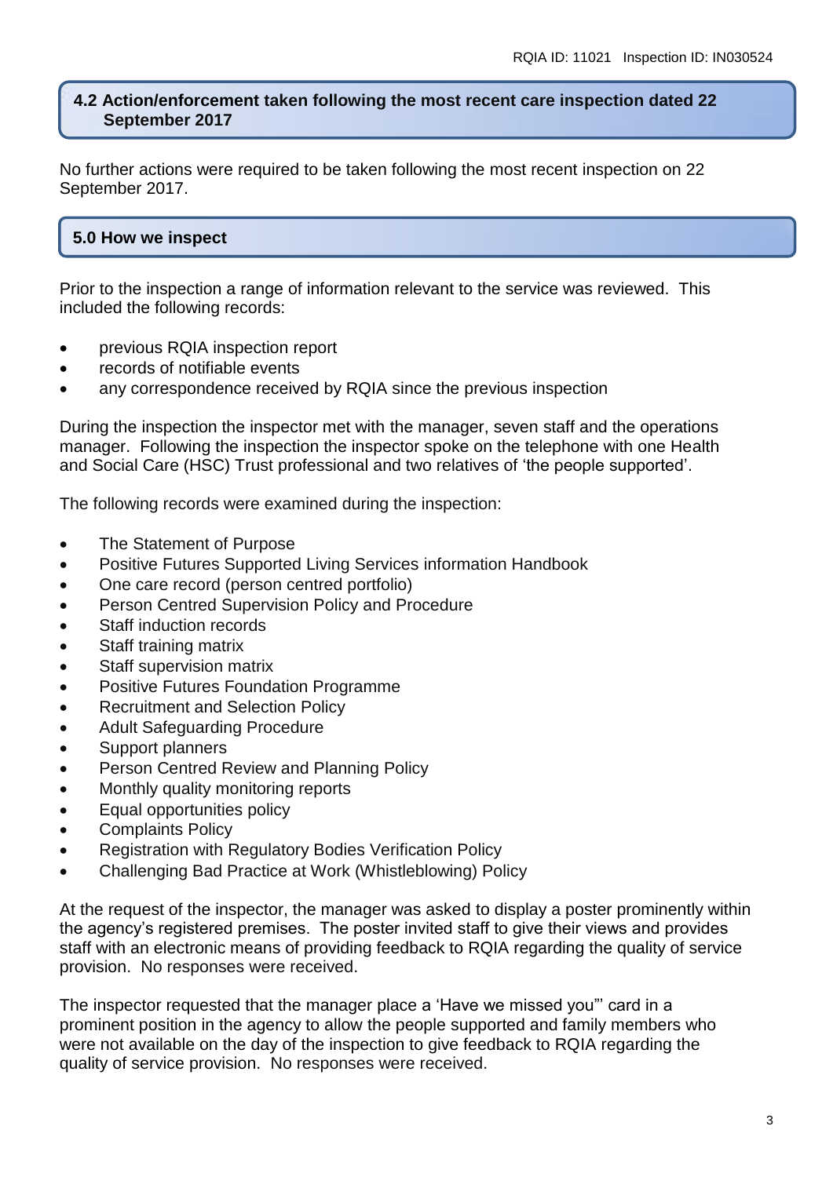## 4.2 Action/enforcement taken following the most recent care inspection dated 22 September 2017

No further actions were required to be taken following the most recent inspection on 22 September 2017.

## 5.0 How we inspect

Prior to the inspection a range of information relevant to the service was reviewed. This included the following records:

- previous RQIA inspection report
- records of notifiable events
- any correspondence received by RQIA since the previous inspection

During the inspection the inspector met with the manager, seven staff and the operations manager. Following the inspection the inspector spoke on the telephone with one Health and Social Care (HSC) Trust professional and two relatives of 'the people supported'.

The following records were examined during the inspection:

- The Statement of Purpose
- Positive Futures Supported Living Services information Handbook
- One care record (person centred portfolio)
- Person Centred Supervision Policy and Procedure
- Staff induction records
- Staff training matrix
- Staff supervision matrix
- Positive Futures Foundation Programme
- Recruitment and Selection Policy
- Adult Safeguarding Procedure
- Support planners
- Person Centred Review and Planning Policy
- Monthly quality monitoring reports
- Equal opportunities policy
- Complaints Policy
- Registration with Regulatory Bodies Verification Policy
- Challenging Bad Practice at Work (Whistleblowing) Policy

At the request of the inspector, the manager was asked to display a poster prominently within the agency's registered premises. The poster invited staff to give their views and provides staff with an electronic means of providing feedback to RQIA regarding the quality of service provision. No responses were received.

The inspector requested that the manager place a 'Have we missed you"' card in a prominent position in the agency to allow the people supported and family members who were not available on the day of the inspection to give feedback to RQIA regarding the quality of service provision. No responses were received.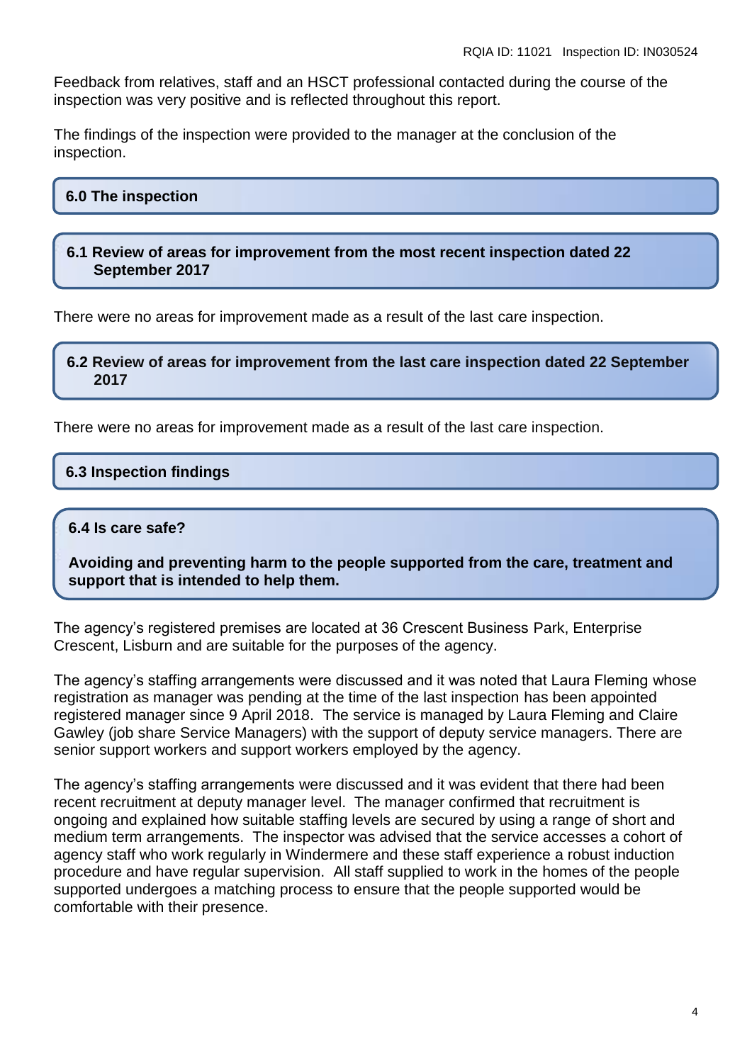Feedback from relatives, staff and an HSCT professional contacted during the course of the inspection was very positive and is reflected throughout this report.

The findings of the inspection were provided to the manager at the conclusion of the inspection.

## 6.0 The inspection

### 6.1 Review of areas for improvement from the most recent inspection dated 22 September 2017

There were no areas for improvement made as a result of the last care inspection.

### 6.2 Review of areas for improvement from the last care inspection dated 22 September 2017

There were no areas for improvement made as a result of the last care inspection.

### 6.3 Inspection findings

### 6.4 Is care safe?

**Avoiding and preventing harm to the people supported from the care, treatment and support that is intended to help them.**

The agency's registered premises are located at 36 Crescent Business Park, Enterprise Crescent, Lisburn and are suitable for the purposes of the agency.

The agency's staffing arrangements were discussed and it was noted that Laura Fleming whose registration as manager was pending at the time of the last inspection has been appointed registered manager since 9 April 2018. The service is managed by Laura Fleming and Claire Gawley (job share Service Managers) with the support of deputy service managers. There are senior support workers and support workers employed by the agency.

The agency's staffing arrangements were discussed and it was evident that there had been recent recruitment at deputy manager level. The manager confirmed that recruitment is ongoing and explained how suitable staffing levels are secured by using a range of short and medium term arrangements. The inspector was advised that the service accesses a cohort of agency staff who work regularly in Windermere and these staff experience a robust induction procedure and have regular supervision. All staff supplied to work in the homes of the people supported undergoes a matching process to ensure that the people supported would be comfortable with their presence.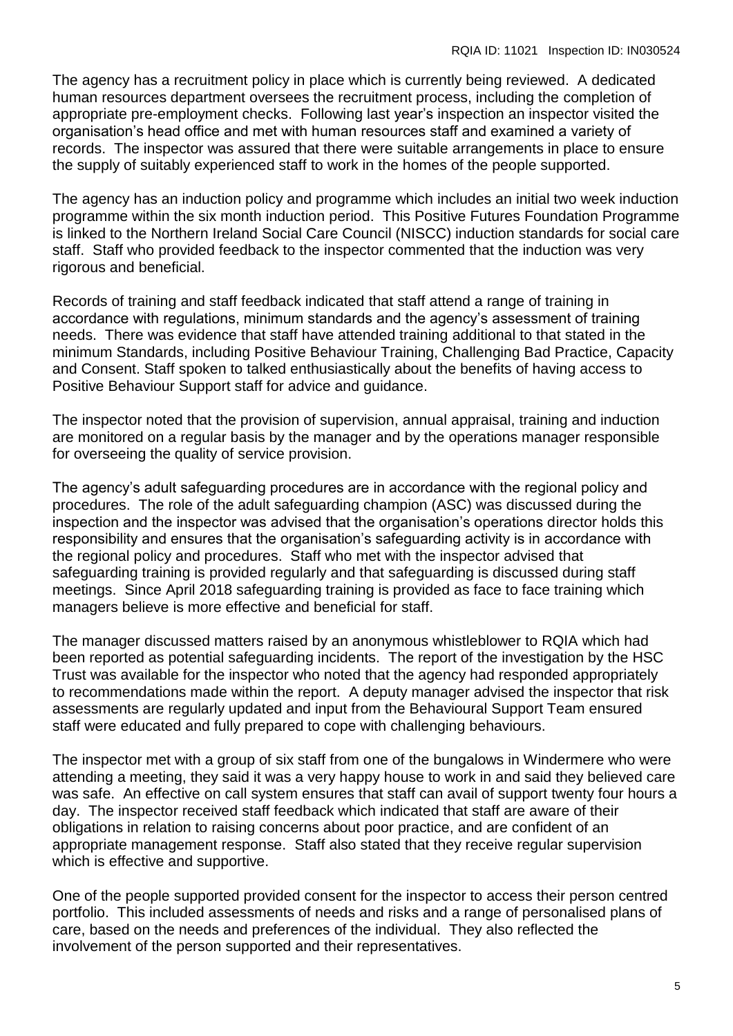The agency has a recruitment policy in place which is currently being reviewed. A dedicated human resources department oversees the recruitment process, including the completion of appropriate pre-employment checks. Following last year's inspection an inspector visited the organisation's head office and met with human resources staff and examined a variety of records. The inspector was assured that there were suitable arrangements in place to ensure the supply of suitably experienced staff to work in the homes of the people supported.

The agency has an induction policy and programme which includes an initial two week induction programme within the six month induction period. This Positive Futures Foundation Programme is linked to the Northern Ireland Social Care Council (NISCC) induction standards for social care staff. Staff who provided feedback to the inspector commented that the induction was very rigorous and beneficial.

Records of training and staff feedback indicated that staff attend a range of training in accordance with regulations, minimum standards and the agency's assessment of training needs. There was evidence that staff have attended training additional to that stated in the minimum Standards, including Positive Behaviour Training, Challenging Bad Practice, Capacity and Consent. Staff spoken to talked enthusiastically about the benefits of having access to Positive Behaviour Support staff for advice and guidance.

The inspector noted that the provision of supervision, annual appraisal, training and induction are monitored on a regular basis by the manager and by the operations manager responsible for overseeing the quality of service provision.

The agency's adult safeguarding procedures are in accordance with the regional policy and procedures. The role of the adult safeguarding champion (ASC) was discussed during the inspection and the inspector was advised that the organisation's operations director holds this responsibility and ensures that the organisation's safeguarding activity is in accordance with the regional policy and procedures. Staff who met with the inspector advised that safeguarding training is provided regularly and that safeguarding is discussed during staff meetings. Since April 2018 safeguarding training is provided as face to face training which managers believe is more effective and beneficial for staff.

The manager discussed matters raised by an anonymous whistleblower to RQIA which had been reported as potential safeguarding incidents. The report of the investigation by the HSC Trust was available for the inspector who noted that the agency had responded appropriately to recommendations made within the report. A deputy manager advised the inspector that risk assessments are regularly updated and input from the Behavioural Support Team ensured staff were educated and fully prepared to cope with challenging behaviours.

The inspector met with a group of six staff from one of the bungalows in Windermere who were attending a meeting, they said it was a very happy house to work in and said they believed care was safe. An effective on call system ensures that staff can avail of support twenty four hours a day. The inspector received staff feedback which indicated that staff are aware of their obligations in relation to raising concerns about poor practice, and are confident of an appropriate management response. Staff also stated that they receive regular supervision which is effective and supportive.

One of the people supported provided consent for the inspector to access their person centred portfolio. This included assessments of needs and risks and a range of personalised plans of care, based on the needs and preferences of the individual. They also reflected the involvement of the person supported and their representatives.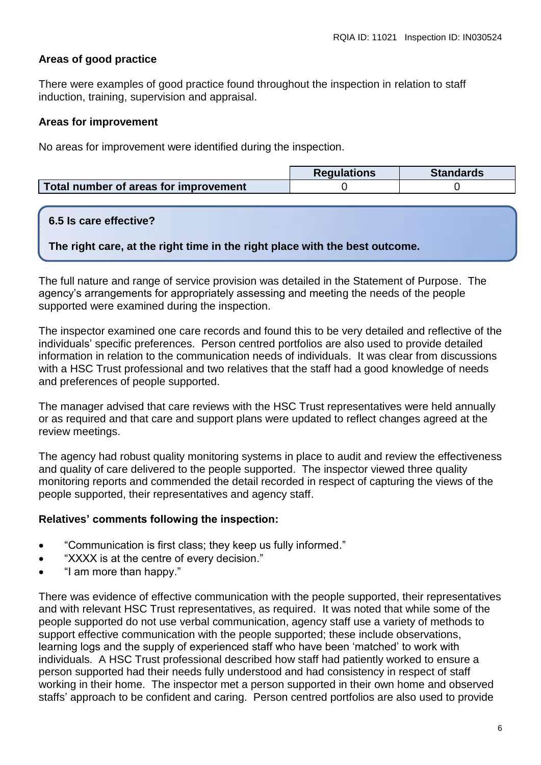**Areas of good practice**

There were examples of good practice found throughout the inspection in relation to staff induction, training, supervision and appraisal.

**Areas for improvement**

No areas for improvement were identified during the inspection.

| | Regulations | Standards |
|---|---|---|
| **Total number of areas for improvement** | 0 | 0 |

**6.5 Is care effective?**

**The right care, at the right time in the right place with the best outcome.**

The full nature and range of service provision was detailed in the Statement of Purpose. The agency's arrangements for appropriately assessing and meeting the needs of the people supported were examined during the inspection.

The inspector examined one care records and found this to be very detailed and reflective of the individuals' specific preferences. Person centred portfolios are also used to provide detailed information in relation to the communication needs of individuals. It was clear from discussions with a HSC Trust professional and two relatives that the staff had a good knowledge of needs and preferences of people supported.

The manager advised that care reviews with the HSC Trust representatives were held annually or as required and that care and support plans were updated to reflect changes agreed at the review meetings.

The agency had robust quality monitoring systems in place to audit and review the effectiveness and quality of care delivered to the people supported. The inspector viewed three quality monitoring reports and commended the detail recorded in respect of capturing the views of the people supported, their representatives and agency staff.

**Relatives' comments following the inspection:**

- "Communication is first class; they keep us fully informed."
- "XXXX is at the centre of every decision."
- "I am more than happy."

There was evidence of effective communication with the people supported, their representatives and with relevant HSC Trust representatives, as required. It was noted that while some of the people supported do not use verbal communication, agency staff use a variety of methods to support effective communication with the people supported; these include observations, learning logs and the supply of experienced staff who have been 'matched' to work with individuals. A HSC Trust professional described how staff had patiently worked to ensure a person supported had their needs fully understood and had consistency in respect of staff working in their home. The inspector met a person supported in their own home and observed staffs' approach to be confident and caring. Person centred portfolios are also used to provide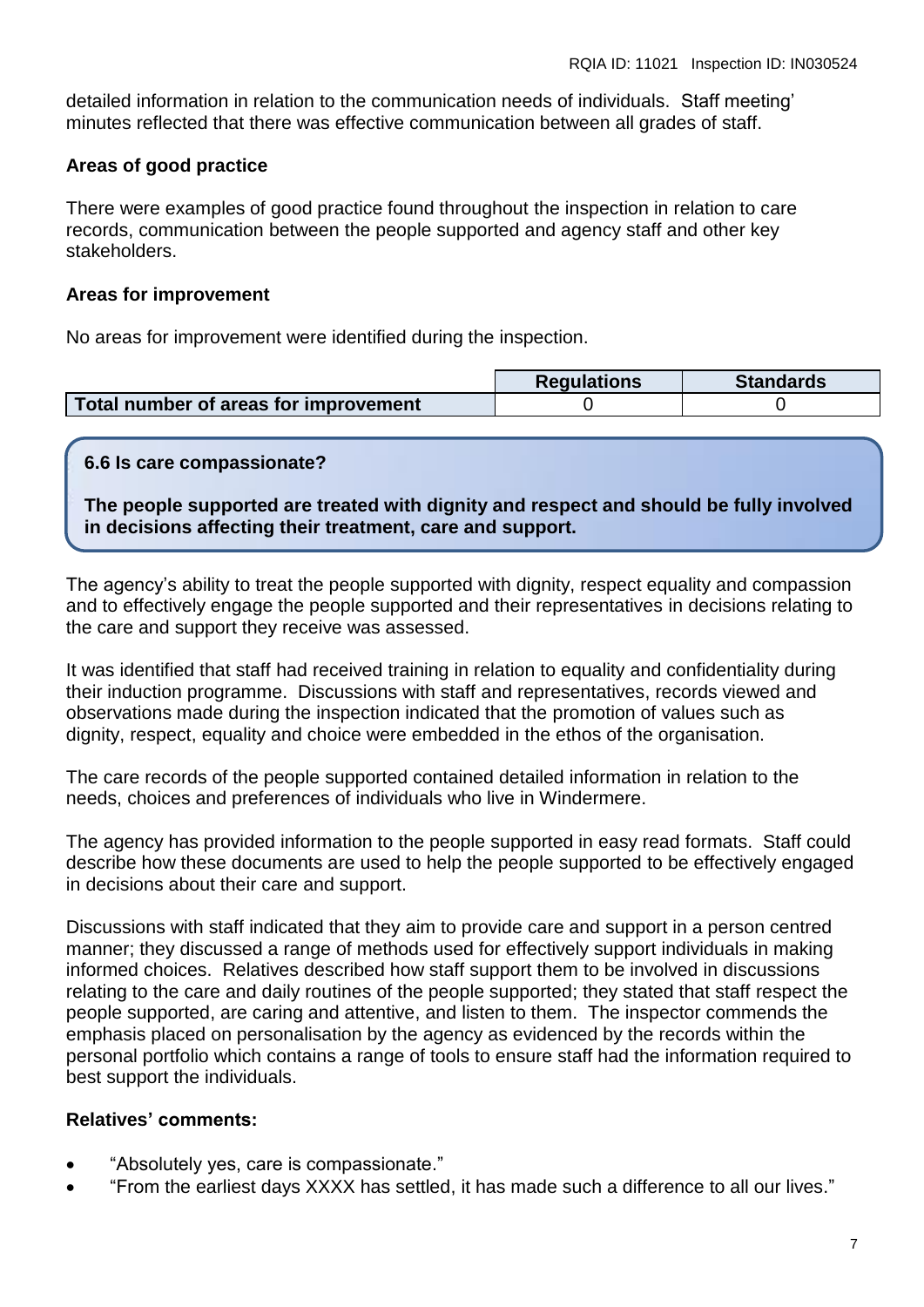detailed information in relation to the communication needs of individuals. Staff meeting' minutes reflected that there was effective communication between all grades of staff.

**Areas of good practice**

There were examples of good practice found throughout the inspection in relation to care records, communication between the people supported and agency staff and other key stakeholders.

**Areas for improvement**

No areas for improvement were identified during the inspection.

| | Regulations | Standards |
|---|---|---|
| **Total number of areas for improvement** | 0 | 0 |

**6.6 Is care compassionate?**

**The people supported are treated with dignity and respect and should be fully involved in decisions affecting their treatment, care and support.**

The agency's ability to treat the people supported with dignity, respect equality and compassion and to effectively engage the people supported and their representatives in decisions relating to the care and support they receive was assessed.

It was identified that staff had received training in relation to equality and confidentiality during their induction programme. Discussions with staff and representatives, records viewed and observations made during the inspection indicated that the promotion of values such as dignity, respect, equality and choice were embedded in the ethos of the organisation.

The care records of the people supported contained detailed information in relation to the needs, choices and preferences of individuals who live in Windermere.

The agency has provided information to the people supported in easy read formats. Staff could describe how these documents are used to help the people supported to be effectively engaged in decisions about their care and support.

Discussions with staff indicated that they aim to provide care and support in a person centred manner; they discussed a range of methods used for effectively support individuals in making informed choices. Relatives described how staff support them to be involved in discussions relating to the care and daily routines of the people supported; they stated that staff respect the people supported, are caring and attentive, and listen to them. The inspector commends the emphasis placed on personalisation by the agency as evidenced by the records within the personal portfolio which contains a range of tools to ensure staff had the information required to best support the individuals.

**Relatives' comments:**

- "Absolutely yes, care is compassionate."
- "From the earliest days XXXX has settled, it has made such a difference to all our lives."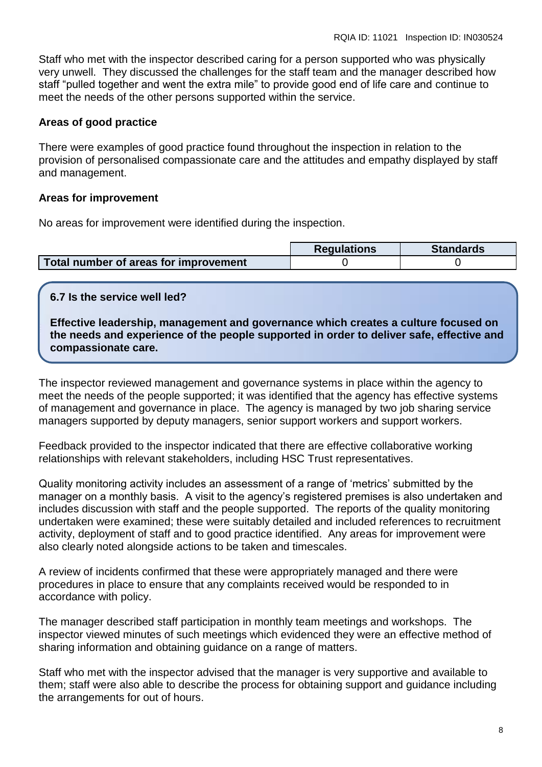Staff who met with the inspector described caring for a person supported who was physically very unwell. They discussed the challenges for the staff team and the manager described how staff "pulled together and went the extra mile" to provide good end of life care and continue to meet the needs of the other persons supported within the service.

**Areas of good practice**

There were examples of good practice found throughout the inspection in relation to the provision of personalised compassionate care and the attitudes and empathy displayed by staff and management.

**Areas for improvement**

No areas for improvement were identified during the inspection.

| | Regulations | Standards |
|---|---|---|
| **Total number of areas for improvement** | 0 | 0 |

**6.7 Is the service well led?**

**Effective leadership, management and governance which creates a culture focused on the needs and experience of the people supported in order to deliver safe, effective and compassionate care.**

The inspector reviewed management and governance systems in place within the agency to meet the needs of the people supported; it was identified that the agency has effective systems of management and governance in place. The agency is managed by two job sharing service managers supported by deputy managers, senior support workers and support workers.

Feedback provided to the inspector indicated that there are effective collaborative working relationships with relevant stakeholders, including HSC Trust representatives.

Quality monitoring activity includes an assessment of a range of 'metrics' submitted by the manager on a monthly basis. A visit to the agency's registered premises is also undertaken and includes discussion with staff and the people supported. The reports of the quality monitoring undertaken were examined; these were suitably detailed and included references to recruitment activity, deployment of staff and to good practice identified. Any areas for improvement were also clearly noted alongside actions to be taken and timescales.

A review of incidents confirmed that these were appropriately managed and there were procedures in place to ensure that any complaints received would be responded to in accordance with policy.

The manager described staff participation in monthly team meetings and workshops. The inspector viewed minutes of such meetings which evidenced they were an effective method of sharing information and obtaining guidance on a range of matters.

Staff who met with the inspector advised that the manager is very supportive and available to them; staff were also able to describe the process for obtaining support and guidance including the arrangements for out of hours.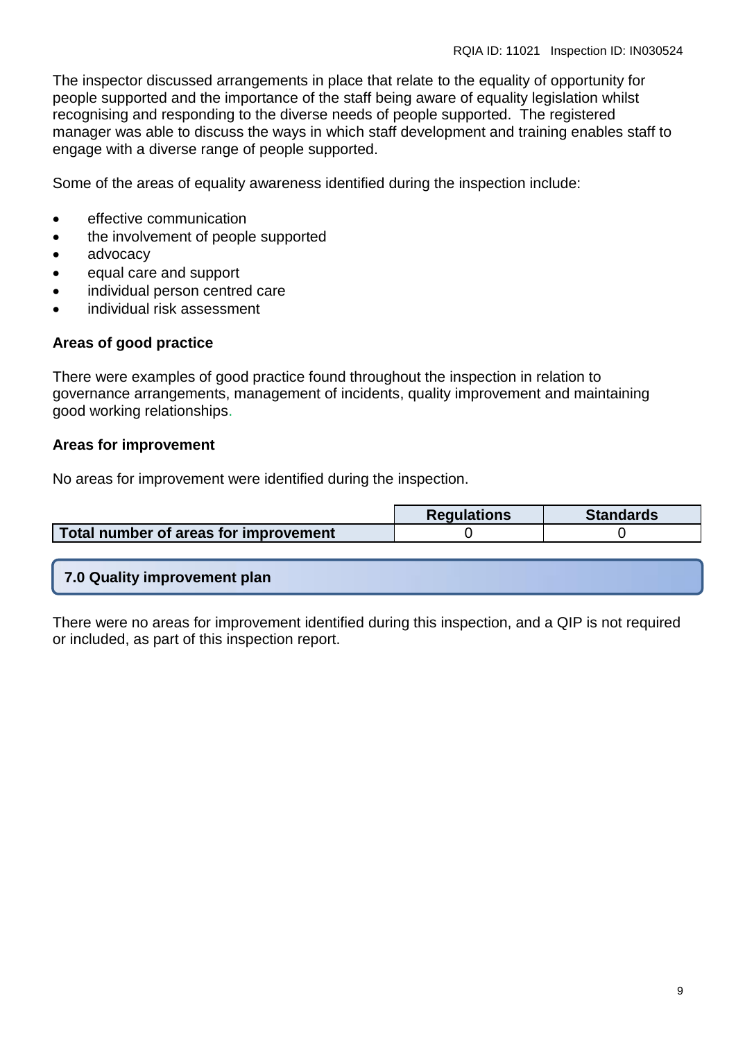The inspector discussed arrangements in place that relate to the equality of opportunity for people supported and the importance of the staff being aware of equality legislation whilst recognising and responding to the diverse needs of people supported. The registered manager was able to discuss the ways in which staff development and training enables staff to engage with a diverse range of people supported.

Some of the areas of equality awareness identified during the inspection include:

- effective communication
- the involvement of people supported
- advocacy
- equal care and support
- individual person centred care
- individual risk assessment

**Areas of good practice**

There were examples of good practice found throughout the inspection in relation to governance arrangements, management of incidents, quality improvement and maintaining good working relationships.

**Areas for improvement**

No areas for improvement were identified during the inspection.

| | Regulations | Standards |
|---|---|---|
| **Total number of areas for improvement** | 0 | 0 |

## 7.0 Quality improvement plan

There were no areas for improvement identified during this inspection, and a QIP is not required or included, as part of this inspection report.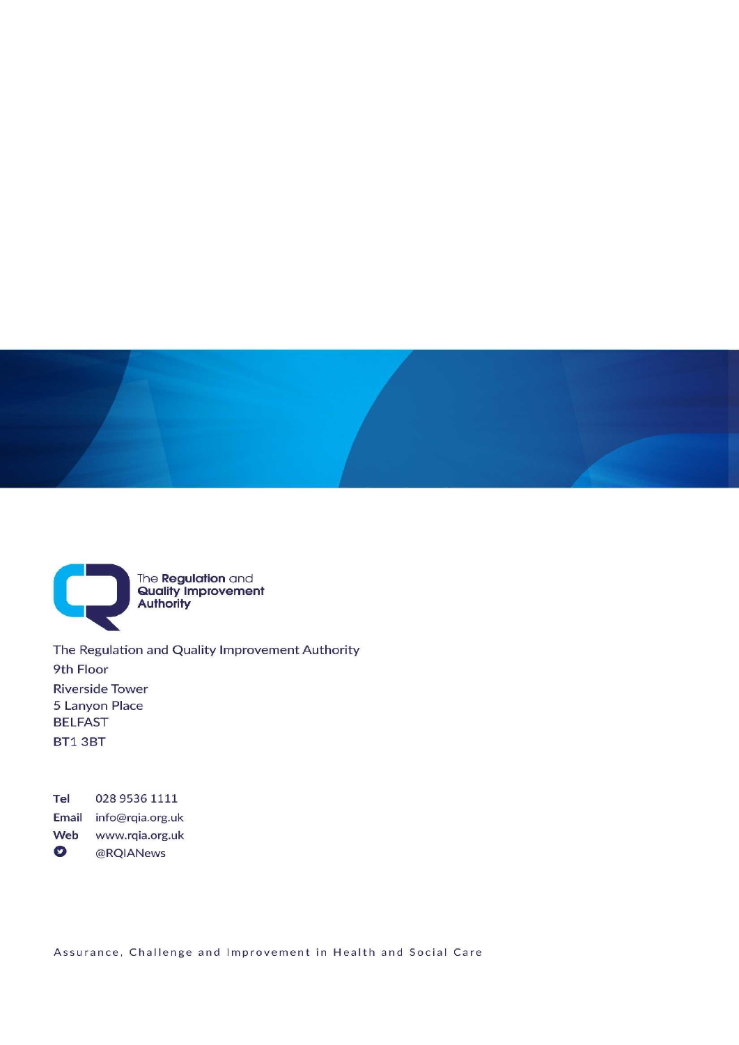The Regulation and Quality Improvement Authority

The Regulation and Quality Improvement Authority
9th Floor
Riverside Tower
5 Lanyon Place
BELFAST
BT1 3BT

**Tel** 028 9536 1111
**Email** info@rqia.org.uk
**Web** www.rqia.org.uk
@RQIANews

Assurance, Challenge and Improvement in Health and Social Care